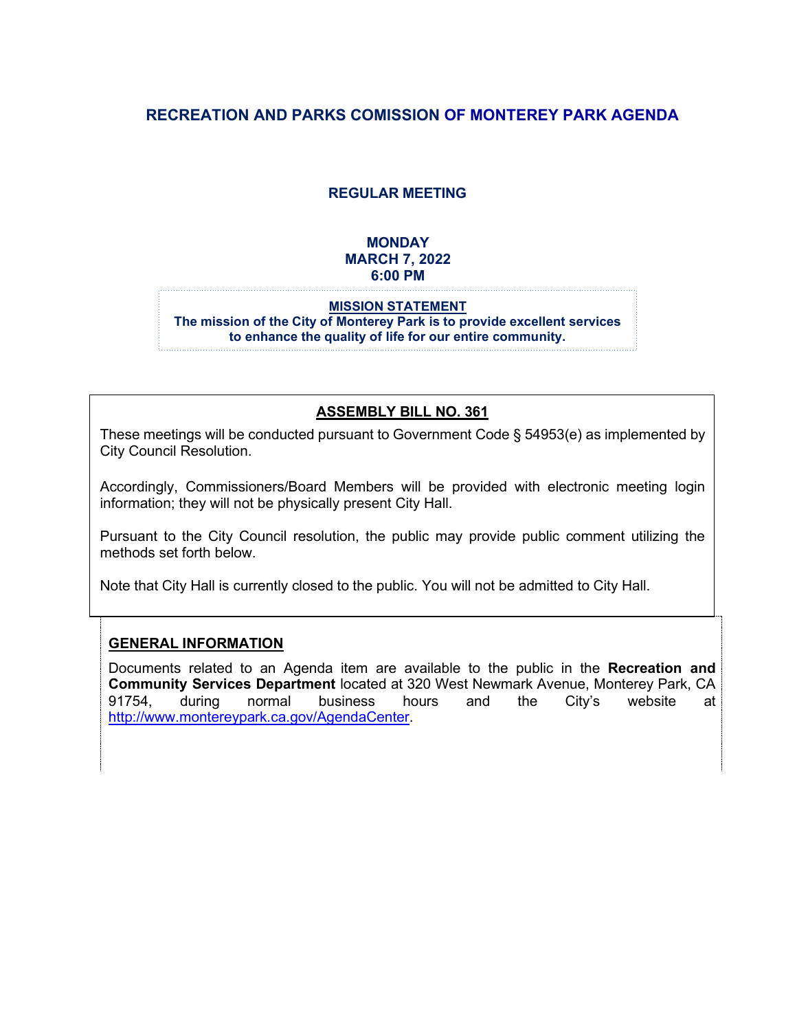# RECREATION AND PARKS COMISSION OF MONTEREY PARK AGENDA

## REGULAR MEETING

**MONDAY**
**MARCH 7, 2022**
**6:00 PM**

**MISSION STATEMENT**
**The mission of the City of Monterey Park is to provide excellent services to enhance the quality of life for our entire community.**

### ASSEMBLY BILL NO. 361

These meetings will be conducted pursuant to Government Code § 54953(e) as implemented by City Council Resolution.

Accordingly, Commissioners/Board Members will be provided with electronic meeting login information; they will not be physically present City Hall.

Pursuant to the City Council resolution, the public may provide public comment utilizing the methods set forth below.

Note that City Hall is currently closed to the public. You will not be admitted to City Hall.

### GENERAL INFORMATION

Documents related to an Agenda item are available to the public in the **Recreation and Community Services Department** located at 320 West Newmark Avenue, Monterey Park, CA 91754, during normal business hours and the City's website at http://www.montereypark.ca.gov/AgendaCenter.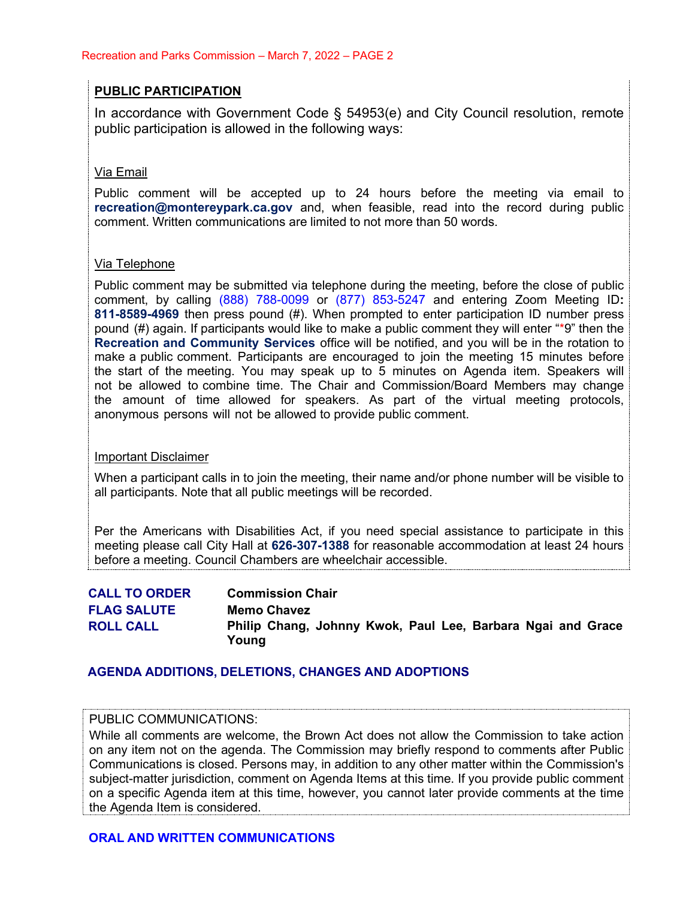## PUBLIC PARTICIPATION

In accordance with Government Code § 54953(e) and City Council resolution, remote public participation is allowed in the following ways:

Via Email

Public comment will be accepted up to 24 hours before the meeting via email to **recreation@montereypark.ca.gov** and, when feasible, read into the record during public comment. Written communications are limited to not more than 50 words.

Via Telephone

Public comment may be submitted via telephone during the meeting, before the close of public comment, by calling (888) 788-0099 or (877) 853-5247 and entering Zoom Meeting ID**: 811-8589-4969** then press pound (#). When prompted to enter participation ID number press pound (#) again. If participants would like to make a public comment they will enter "*9" then the **Recreation and Community Services** office will be notified, and you will be in the rotation to make a public comment. Participants are encouraged to join the meeting 15 minutes before the start of the meeting. You may speak up to 5 minutes on Agenda item. Speakers will not be allowed to combine time. The Chair and Commission/Board Members may change the amount of time allowed for speakers. As part of the virtual meeting protocols, anonymous persons will not be allowed to provide public comment.

Important Disclaimer

When a participant calls in to join the meeting, their name and/or phone number will be visible to all participants. Note that all public meetings will be recorded.

Per the Americans with Disabilities Act, if you need special assistance to participate in this meeting please call City Hall at **626-307-1388** for reasonable accommodation at least 24 hours before a meeting. Council Chambers are wheelchair accessible.

**CALL TO ORDER** **Commission Chair**

**FLAG SALUTE** **Memo Chavez**

**ROLL CALL** **Philip Chang, Johnny Kwok, Paul Lee, Barbara Ngai and Grace Young**

## AGENDA ADDITIONS, DELETIONS, CHANGES AND ADOPTIONS

PUBLIC COMMUNICATIONS:
While all comments are welcome, the Brown Act does not allow the Commission to take action on any item not on the agenda. The Commission may briefly respond to comments after Public Communications is closed. Persons may, in addition to any other matter within the Commission's subject-matter jurisdiction, comment on Agenda Items at this time. If you provide public comment on a specific Agenda item at this time, however, you cannot later provide comments at the time the Agenda Item is considered.

## ORAL AND WRITTEN COMMUNICATIONS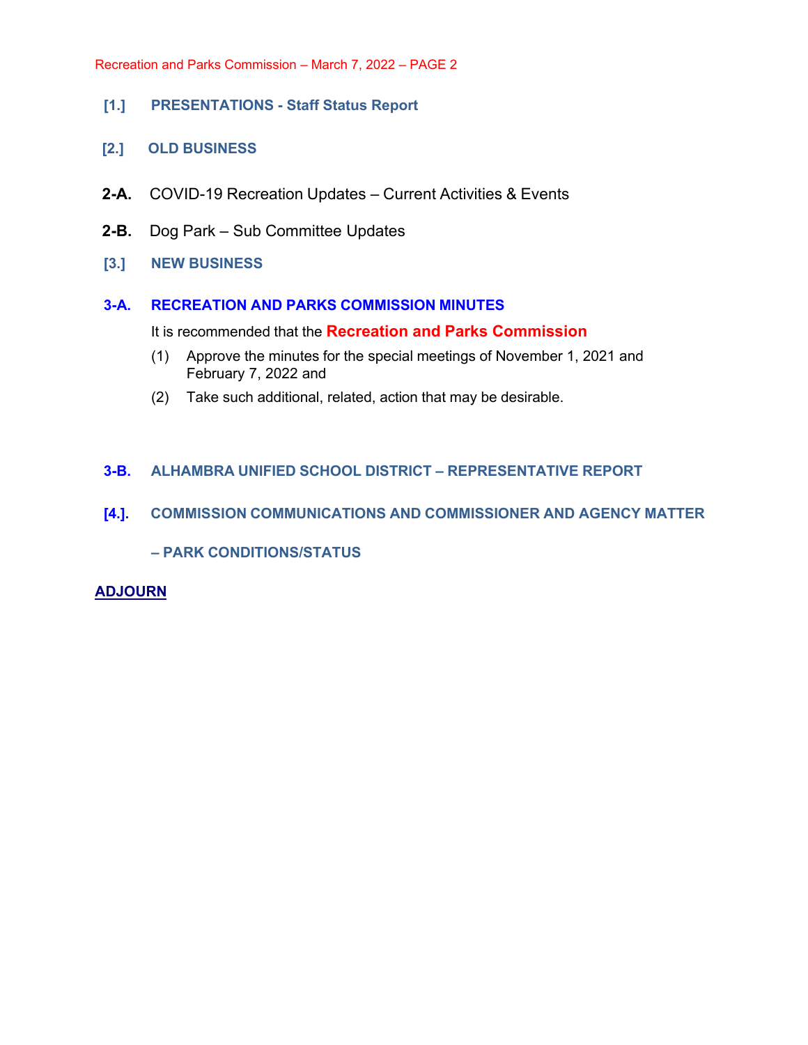## [1.] PRESENTATIONS - Staff Status Report

## [2.] OLD BUSINESS

**2-A.** COVID-19 Recreation Updates – Current Activities & Events

**2-B.** Dog Park – Sub Committee Updates

## [3.] NEW BUSINESS

### 3-A. RECREATION AND PARKS COMMISSION MINUTES

It is recommended that the **Recreation and Parks Commission**

(1) Approve the minutes for the special meetings of November 1, 2021 and February 7, 2022 and

(2) Take such additional, related, action that may be desirable.

### 3-B. ALHAMBRA UNIFIED SCHOOL DISTRICT – REPRESENTATIVE REPORT

## [4.]. COMMISSION COMMUNICATIONS AND COMMISSIONER AND AGENCY MATTER

**– PARK CONDITIONS/STATUS**

**ADJOURN**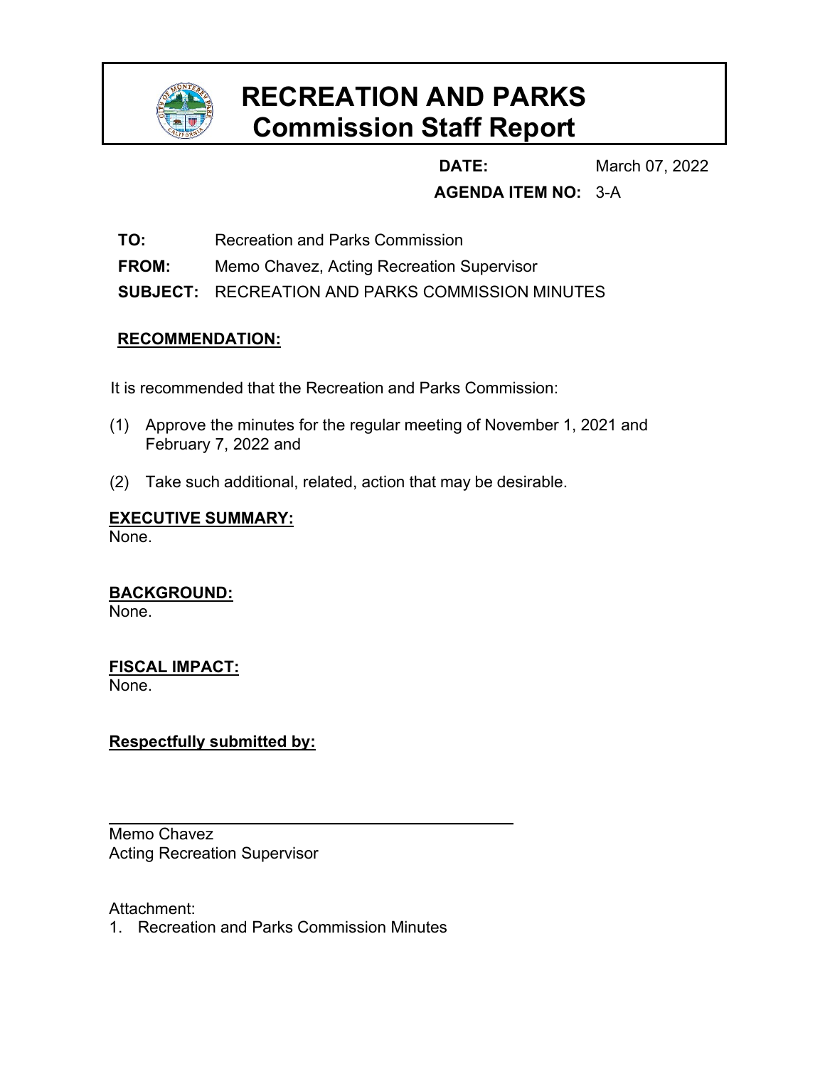# RECREATION AND PARKS
# Commission Staff Report

**DATE:** March 07, 2022

**AGENDA ITEM NO:** 3-A

**TO:** Recreation and Parks Commission

**FROM:** Memo Chavez, Acting Recreation Supervisor

**SUBJECT:** RECREATION AND PARKS COMMISSION MINUTES

## RECOMMENDATION:

It is recommended that the Recreation and Parks Commission:

(1) Approve the minutes for the regular meeting of November 1, 2021 and February 7, 2022 and

(2) Take such additional, related, action that may be desirable.

## EXECUTIVE SUMMARY:

None.

## BACKGROUND:

None.

## FISCAL IMPACT:

None.

**Respectfully submitted by:**

Memo Chavez
Acting Recreation Supervisor

Attachment:

1. Recreation and Parks Commission Minutes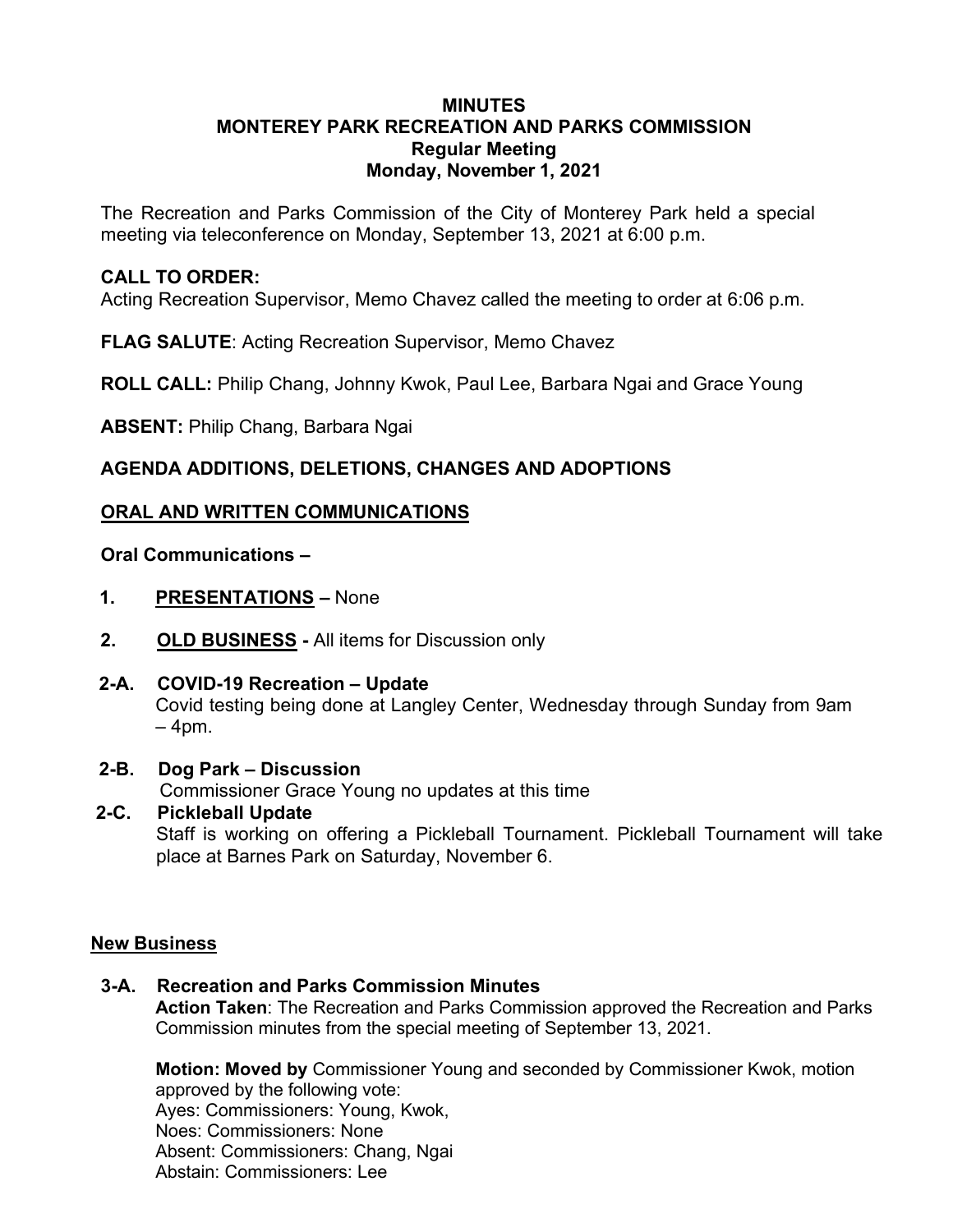**MINUTES**
**MONTEREY PARK RECREATION AND PARKS COMMISSION**
**Regular Meeting**
**Monday, November 1, 2021**

The Recreation and Parks Commission of the City of Monterey Park held a special meeting via teleconference on Monday, September 13, 2021 at 6:00 p.m.

**CALL TO ORDER:**
Acting Recreation Supervisor, Memo Chavez called the meeting to order at 6:06 p.m.

**FLAG SALUTE**: Acting Recreation Supervisor, Memo Chavez

**ROLL CALL:** Philip Chang, Johnny Kwok, Paul Lee, Barbara Ngai and Grace Young

**ABSENT:** Philip Chang, Barbara Ngai

**AGENDA ADDITIONS, DELETIONS, CHANGES AND ADOPTIONS**

**ORAL AND WRITTEN COMMUNICATIONS**

**Oral Communications –**

**1. PRESENTATIONS –** None

**2. OLD BUSINESS -** All items for Discussion only

**2-A. COVID-19 Recreation – Update**
Covid testing being done at Langley Center, Wednesday through Sunday from 9am – 4pm.

**2-B. Dog Park – Discussion**
Commissioner Grace Young no updates at this time

**2-C. Pickleball Update**
Staff is working on offering a Pickleball Tournament. Pickleball Tournament will take place at Barnes Park on Saturday, November 6.

**New Business**

**3-A. Recreation and Parks Commission Minutes**
**Action Taken**: The Recreation and Parks Commission approved the Recreation and Parks Commission minutes from the special meeting of September 13, 2021.

**Motion: Moved by** Commissioner Young and seconded by Commissioner Kwok, motion approved by the following vote:
Ayes: Commissioners: Young, Kwok,
Noes: Commissioners: None
Absent: Commissioners: Chang, Ngai
Abstain: Commissioners: Lee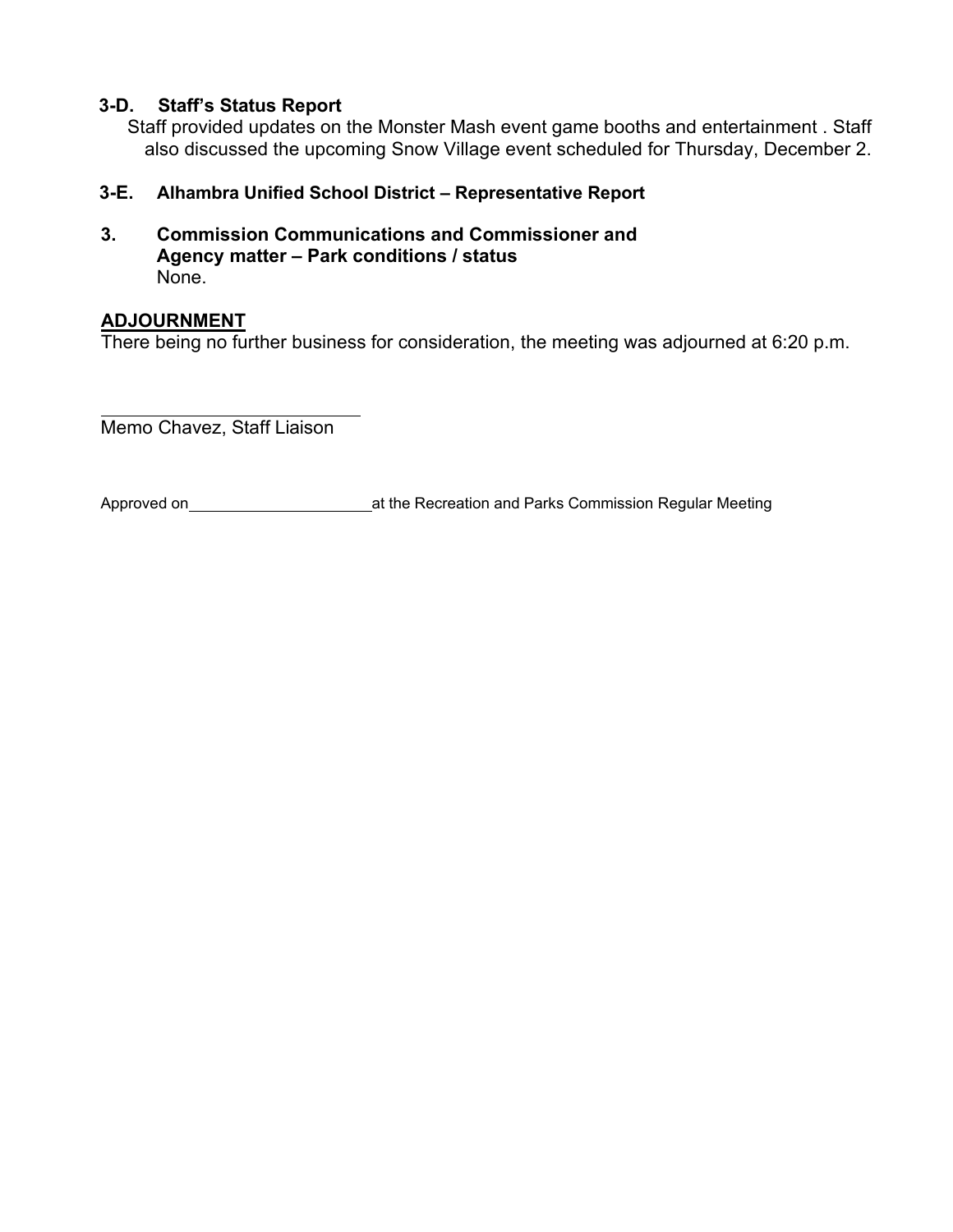**3-D. Staff's Status Report**

Staff provided updates on the Monster Mash event game booths and entertainment . Staff also discussed the upcoming Snow Village event scheduled for Thursday, December 2.

**3-E. Alhambra Unified School District – Representative Report**

**3. Commission Communications and Commissioner and Agency matter – Park conditions / status**

None.

**ADJOURNMENT**

There being no further business for consideration, the meeting was adjourned at 6:20 p.m.

\_\_\_\_\_\_\_\_\_\_\_\_\_\_\_\_\_\_\_\_\_\_\_\_\_\_\_\_

Memo Chavez, Staff Liaison

Approved on \_\_\_\_\_\_\_\_\_\_\_\_\_\_\_\_\_\_\_\_\_\_ at the Recreation and Parks Commission Regular Meeting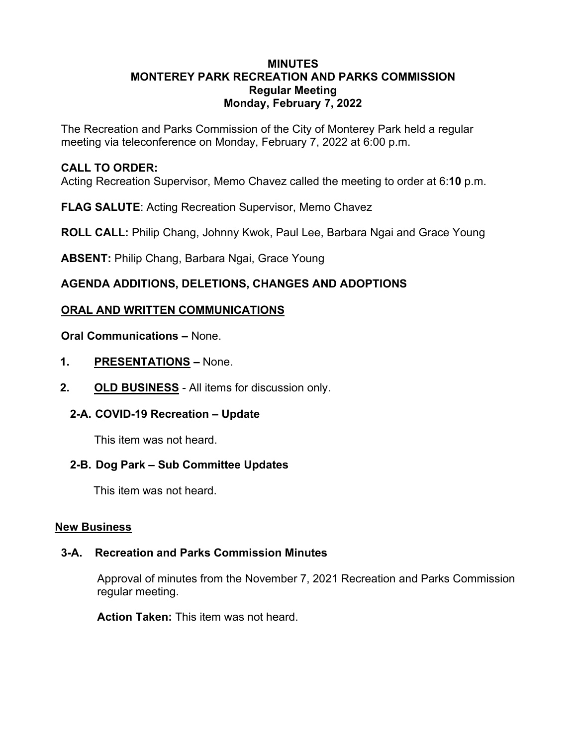# MINUTES
# MONTEREY PARK RECREATION AND PARKS COMMISSION
## Regular Meeting
## Monday, February 7, 2022

The Recreation and Parks Commission of the City of Monterey Park held a regular meeting via teleconference on Monday, February 7, 2022 at 6:00 p.m.

**CALL TO ORDER:**
Acting Recreation Supervisor, Memo Chavez called the meeting to order at 6:**10** p.m.

**FLAG SALUTE**: Acting Recreation Supervisor, Memo Chavez

**ROLL CALL:** Philip Chang, Johnny Kwok, Paul Lee, Barbara Ngai and Grace Young

**ABSENT:** Philip Chang, Barbara Ngai, Grace Young

**AGENDA ADDITIONS, DELETIONS, CHANGES AND ADOPTIONS**

**ORAL AND WRITTEN COMMUNICATIONS**

**Oral Communications –** None.

1. **PRESENTATIONS –** None.

2. **OLD BUSINESS** - All items for discussion only.

**2-A. COVID-19 Recreation – Update**

This item was not heard.

**2-B. Dog Park – Sub Committee Updates**

This item was not heard.

**New Business**

**3-A. Recreation and Parks Commission Minutes**

Approval of minutes from the November 7, 2021 Recreation and Parks Commission regular meeting.

**Action Taken:** This item was not heard.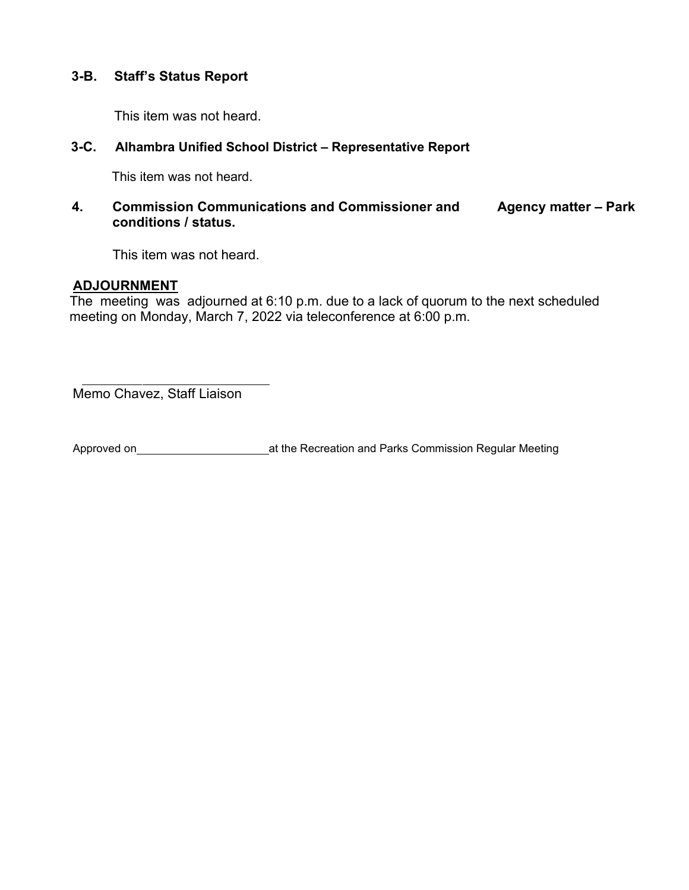**3-B. Staff's Status Report**

This item was not heard.

**3-C. Alhambra Unified School District – Representative Report**

This item was not heard.

**4. Commission Communications and Commissioner and Agency matter – Park conditions / status.**

This item was not heard.

**ADJOURNMENT**

The meeting was adjourned at 6:10 p.m. due to a lack of quorum to the next scheduled meeting on Monday, March 7, 2022 via teleconference at 6:00 p.m.

\_\_\_\_\_\_\_\_\_\_\_\_\_\_\_\_\_\_\_\_\_\_\_\_\_\_\_\_\_\_

Memo Chavez, Staff Liaison

Approved on\_\_\_\_\_\_\_\_\_\_\_\_\_\_\_\_\_\_\_\_\_\_at the Recreation and Parks Commission Regular Meeting